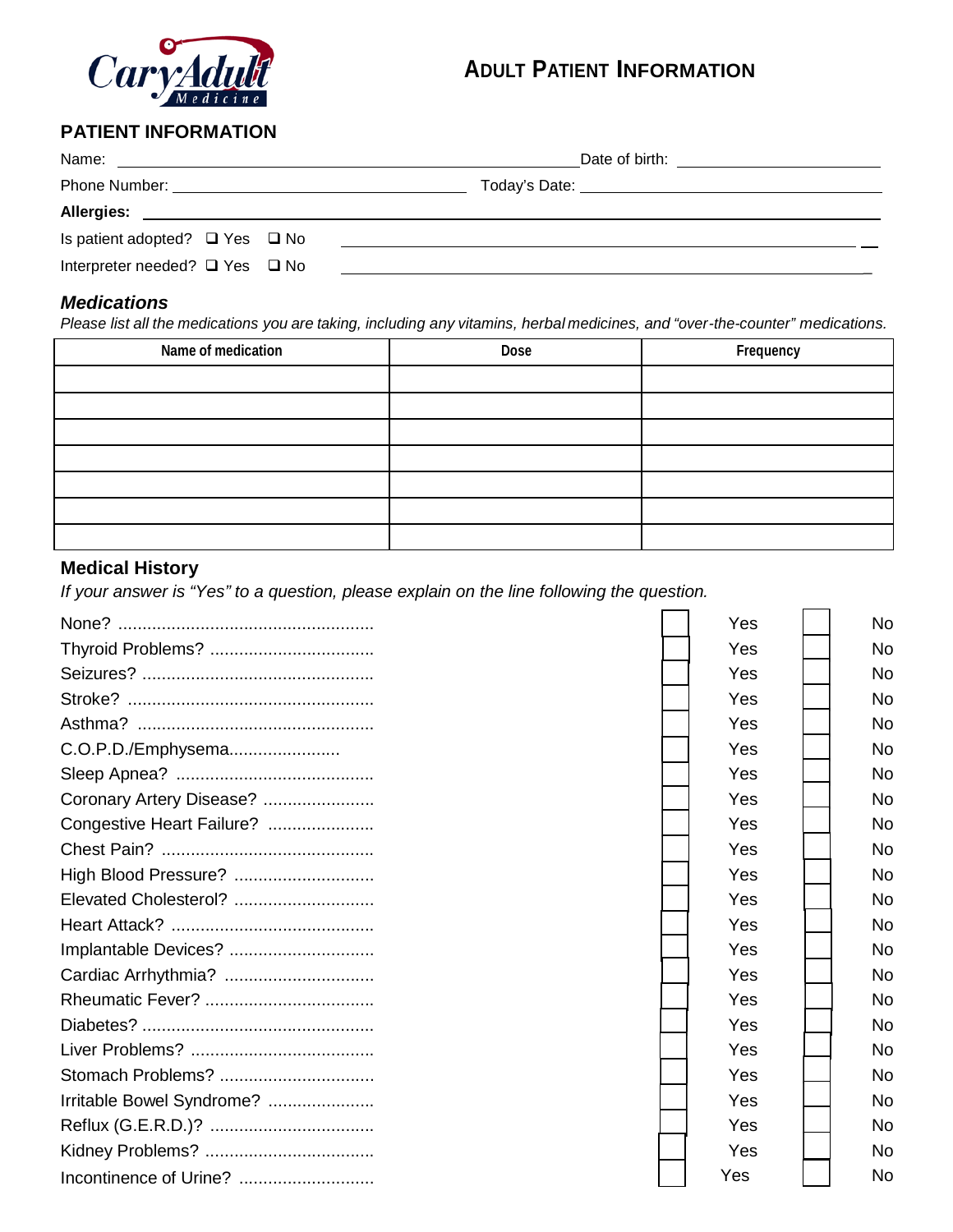Cary Adult Medicine

# ADULT PATIENT INFORMATION

## PATIENT INFORMATION

Name: ______________________________ Date of birth: ______________

Phone Number: ______________________ Today's Date: ______________________

**Allergies:** ______________________________________________________

Is patient adopted? ❑ Yes ❑ No ______________________________________

Interpreter needed? ❑ Yes ❑ No ______________________________________

### *Medications*

*Please list all the medications you are taking, including any vitamins, herbal medicines, and "over-the-counter" medications.*

| Name of medication | Dose | Frequency |
|---|---|---|
| | | |
| | | |
| | | |
| | | |
| | | |
| | | |
| | | |

### Medical History

*If your answer is "Yes" to a question, please explain on the line following the question.*

| Condition | | |
|---|---|---|
| None? .................................................... | ☐ Yes | ☐ No |
| Thyroid Problems? ................................. | ☐ Yes | ☐ No |
| Seizures? ............................................... | ☐ Yes | ☐ No |
| Stroke? .................................................. | ☐ Yes | ☐ No |
| Asthma? ................................................ | ☐ Yes | ☐ No |
| C.O.P.D./Emphysema...................... | ☐ Yes | ☐ No |
| Sleep Apnea? ........................................ | ☐ Yes | ☐ No |
| Coronary Artery Disease? ...................... | ☐ Yes | ☐ No |
| Congestive Heart Failure? ..................... | ☐ Yes | ☐ No |
| Chest Pain? ........................................... | ☐ Yes | ☐ No |
| High Blood Pressure? ............................ | ☐ Yes | ☐ No |
| Elevated Cholesterol? ............................ | ☐ Yes | ☐ No |
| Heart Attack? ......................................... | ☐ Yes | ☐ No |
| Implantable Devices? ............................. | ☐ Yes | ☐ No |
| Cardiac Arrhythmia? .............................. | ☐ Yes | ☐ No |
| Rheumatic Fever? .................................. | ☐ Yes | ☐ No |
| Diabetes? ............................................... | ☐ Yes | ☐ No |
| Liver Problems? ..................................... | ☐ Yes | ☐ No |
| Stomach Problems? ................................ | ☐ Yes | ☐ No |
| Irritable Bowel Syndrome? ..................... | ☐ Yes | ☐ No |
| Reflux (G.E.R.D.)? ................................. | ☐ Yes | ☐ No |
| Kidney Problems? ................................... | ☐ Yes | ☐ No |
| Incontinence of Urine? ........................... | ☐ Yes | ☐ No |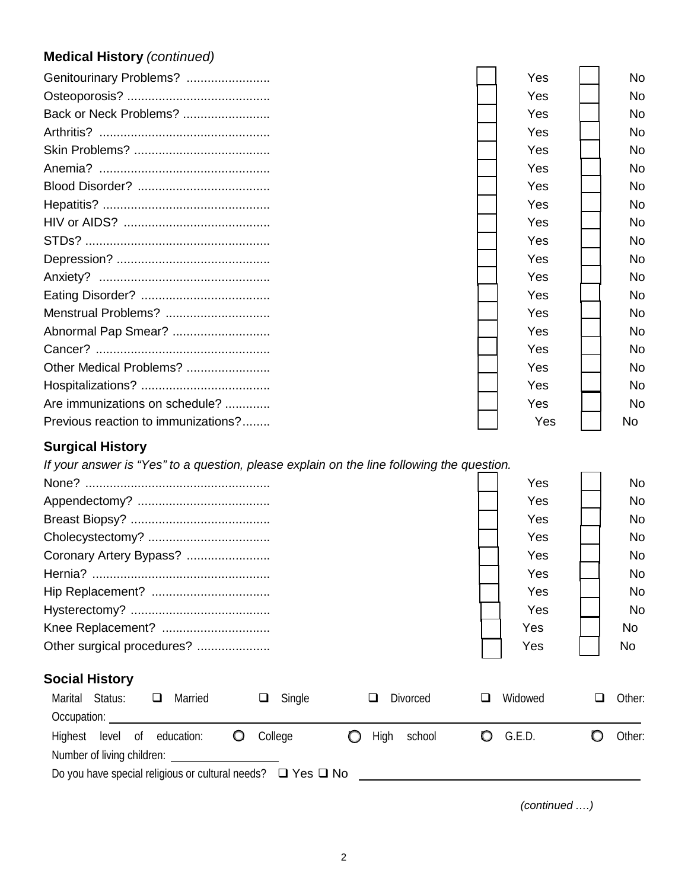## Medical History *(continued)*

| | | |
|---|---|---|
| Genitourinary Problems? ........................ | ☐ Yes | ☐ No |
| Osteoporosis? ........................................ | ☐ Yes | ☐ No |
| Back or Neck Problems? ......................... | ☐ Yes | ☐ No |
| Arthritis? ................................................ | ☐ Yes | ☐ No |
| Skin Problems? ...................................... | ☐ Yes | ☐ No |
| Anemia? ................................................ | ☐ Yes | ☐ No |
| Blood Disorder? ..................................... | ☐ Yes | ☐ No |
| Hepatitis? ............................................... | ☐ Yes | ☐ No |
| HIV or AIDS? ......................................... | ☐ Yes | ☐ No |
| STDs? .................................................... | ☐ Yes | ☐ No |
| Depression? ........................................... | ☐ Yes | ☐ No |
| Anxiety? ................................................ | ☐ Yes | ☐ No |
| Eating Disorder? ..................................... | ☐ Yes | ☐ No |
| Menstrual Problems? ............................. | ☐ Yes | ☐ No |
| Abnormal Pap Smear? ............................ | ☐ Yes | ☐ No |
| Cancer? ................................................. | ☐ Yes | ☐ No |
| Other Medical Problems? ........................ | ☐ Yes | ☐ No |
| Hospitalizations? ..................................... | ☐ Yes | ☐ No |
| Are immunizations on schedule? ............. | ☐ Yes | ☐ No |
| Previous reaction to immunizations?........ | ☐ Yes | ☐ No |

## Surgical History

*If your answer is "Yes" to a question, please explain on the line following the question.*

| | | |
|---|---|---|
| None? .................................................... | ☐ Yes | ☐ No |
| Appendectomy? ..................................... | ☐ Yes | ☐ No |
| Breast Biopsy? ....................................... | ☐ Yes | ☐ No |
| Cholecystectomy? .................................. | ☐ Yes | ☐ No |
| Coronary Artery Bypass? ........................ | ☐ Yes | ☐ No |
| Hernia? .................................................. | ☐ Yes | ☐ No |
| Hip Replacement? .................................. | ☐ Yes | ☐ No |
| Hysterectomy? ....................................... | ☐ Yes | ☐ No |
| Knee Replacement? ............................... | ☐ Yes | ☐ No |
| Other surgical procedures? ..................... | ☐ Yes | ☐ No |

## Social History

Marital Status: ☐ Married ☐ Single ☐ Divorced ☐ Widowed ☐ Other:

Occupation: ______________________________

Highest level of education: ◯ College ◯ High school ◯ G.E.D. ◯ Other:

Number of living children: ______________

Do you have special religious or cultural needs? ☐ Yes ☐ No ______________________________

*(continued ….)*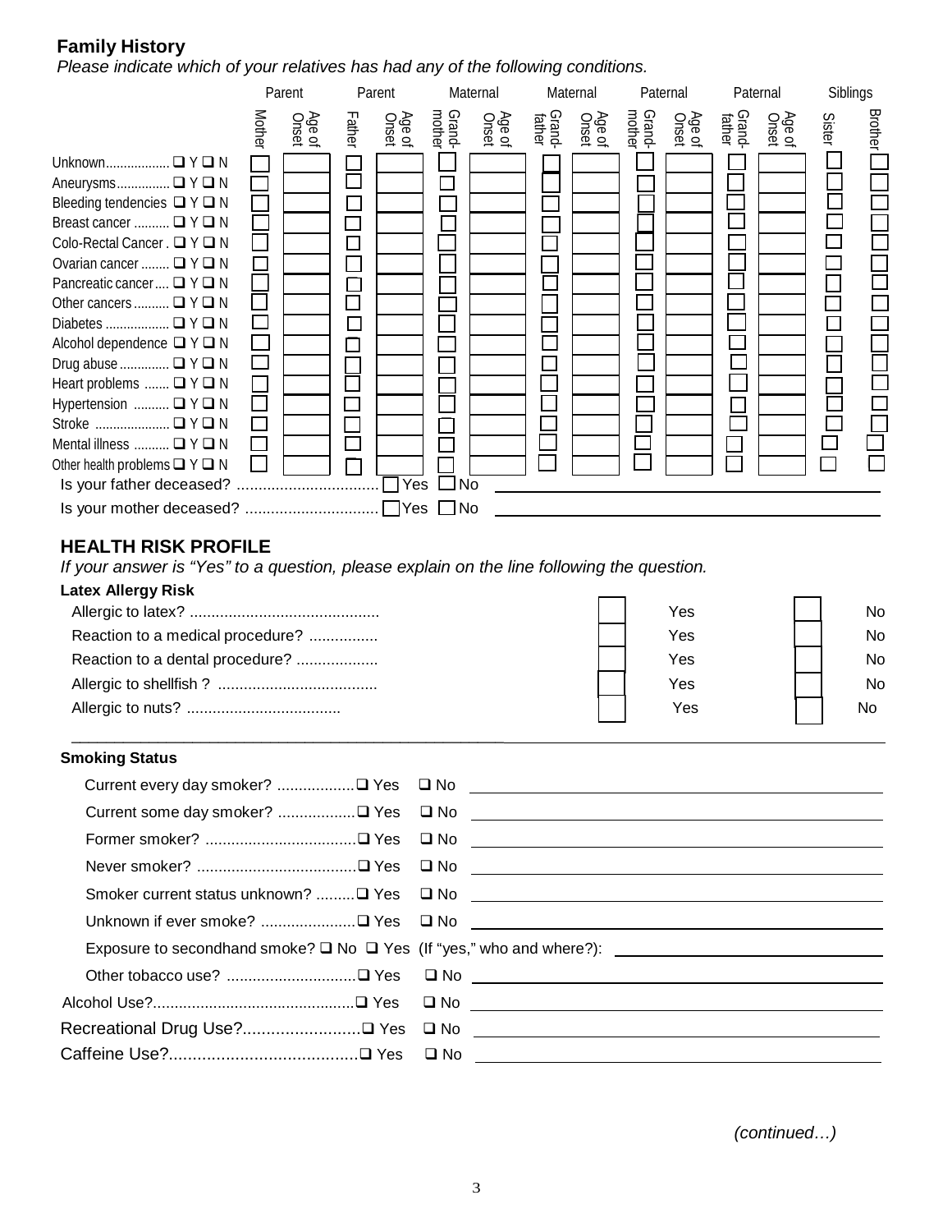## Family History

*Please indicate which of your relatives has had any of the following conditions.*

| | Parent | | Parent | | Maternal | | Maternal | | Paternal | | Paternal | | Siblings | |
|---|---|---|---|---|---|---|---|---|---|---|---|---|---|---|
| | Mother | Age of Onset | Father | Age of Onset | Grand-mother | Age of Onset | Grand-father | Age of Onset | Grand-mother | Age of Onset | Grand-father | Age of Onset | Sister | Brother |
| Unknown.................. ❑ Y ❑ N | ☐ | | ☐ | | ☐ | | ☐ | | ☐ | | ☐ | | ☐ | ☐ |
| Aneurysms............... ❑ Y ❑ N | ☐ | | ☐ | | ☐ | | ☐ | | ☐ | | ☐ | | ☐ | ☐ |
| Bleeding tendencies ❑ Y ❑ N | ☐ | | ☐ | | ☐ | | ☐ | | ☐ | | ☐ | | ☐ | ☐ |
| Breast cancer .......... ❑ Y ❑ N | ☐ | | ☐ | | ☐ | | ☐ | | ☐ | | ☐ | | ☐ | ☐ |
| Colo-Rectal Cancer . ❑ Y ❑ N | ☐ | | ☐ | | ☐ | | ☐ | | ☐ | | ☐ | | ☐ | ☐ |
| Ovarian cancer ........ ❑ Y ❑ N | ☐ | | ☐ | | ☐ | | ☐ | | ☐ | | ☐ | | ☐ | ☐ |
| Pancreatic cancer.... ❑ Y ❑ N | ☐ | | ☐ | | ☐ | | ☐ | | ☐ | | ☐ | | ☐ | ☐ |
| Other cancers .......... ❑ Y ❑ N | ☐ | | ☐ | | ☐ | | ☐ | | ☐ | | ☐ | | ☐ | ☐ |
| Diabetes .................. ❑ Y ❑ N | ☐ | | ☐ | | ☐ | | ☐ | | ☐ | | ☐ | | ☐ | ☐ |
| Alcohol dependence ❑ Y ❑ N | ☐ | | ☐ | | ☐ | | ☐ | | ☐ | | ☐ | | ☐ | ☐ |
| Drug abuse .............. ❑ Y ❑ N | ☐ | | ☐ | | ☐ | | ☐ | | ☐ | | ☐ | | ☐ | ☐ |
| Heart problems ....... ❑ Y ❑ N | ☐ | | ☐ | | ☐ | | ☐ | | ☐ | | ☐ | | ☐ | ☐ |
| Hypertension .......... ❑ Y ❑ N | ☐ | | ☐ | | ☐ | | ☐ | | ☐ | | ☐ | | ☐ | ☐ |
| Stroke ..................... ❑ Y ❑ N | ☐ | | ☐ | | ☐ | | ☐ | | ☐ | | ☐ | | ☐ | ☐ |
| Mental illness .......... ❑ Y ❑ N | ☐ | | ☐ | | ☐ | | ☐ | | ☐ | | ☐ | | ☐ | ☐ |
| Other health problems ❑ Y ❑ N | ☐ | | ☐ | | ☐ | | ☐ | | ☐ | | ☐ | | ☐ | ☐ |

Is your father deceased? ................................ ☐ Yes ☐ No ______________________________

Is your mother deceased? .............................. ☐ Yes ☐ No ______________________________

## HEALTH RISK PROFILE

*If your answer is "Yes" to a question, please explain on the line following the question.*

**Latex Allergy Risk**

| | | |
|---|---|---|
| Allergic to latex? ........................................... | ☐ Yes | ☐ No |
| Reaction to a medical procedure? ................ | ☐ Yes | ☐ No |
| Reaction to a dental procedure? ................... | ☐ Yes | ☐ No |
| Allergic to shellfish ? ..................................... | ☐ Yes | ☐ No |
| Allergic to nuts? .................................... | ☐ Yes | ☐ No |

______________________________________________________________

**Smoking Status**

Current every day smoker? ..................❑ Yes ❑ No ______________________________

Current some day smoker? ..................❑ Yes ❑ No ______________________________

Former smoker? ...................................❑ Yes ❑ No ______________________________

Never smoker? .....................................❑ Yes ❑ No ______________________________

Smoker current status unknown? .........❑ Yes ❑ No ______________________________

Unknown if ever smoke? ......................❑ Yes ❑ No ______________________________

Exposure to secondhand smoke? ❑ No ❑ Yes (If "yes," who and where?): ______________________________

Other tobacco use? ..............................❑ Yes ❑ No ______________________________

Alcohol Use?...............................................❑ Yes ❑ No ______________________________

Recreational Drug Use?.........................❑ Yes ❑ No ______________________________

Caffeine Use?........................................❑ Yes ❑ No ______________________________

*(continued…)*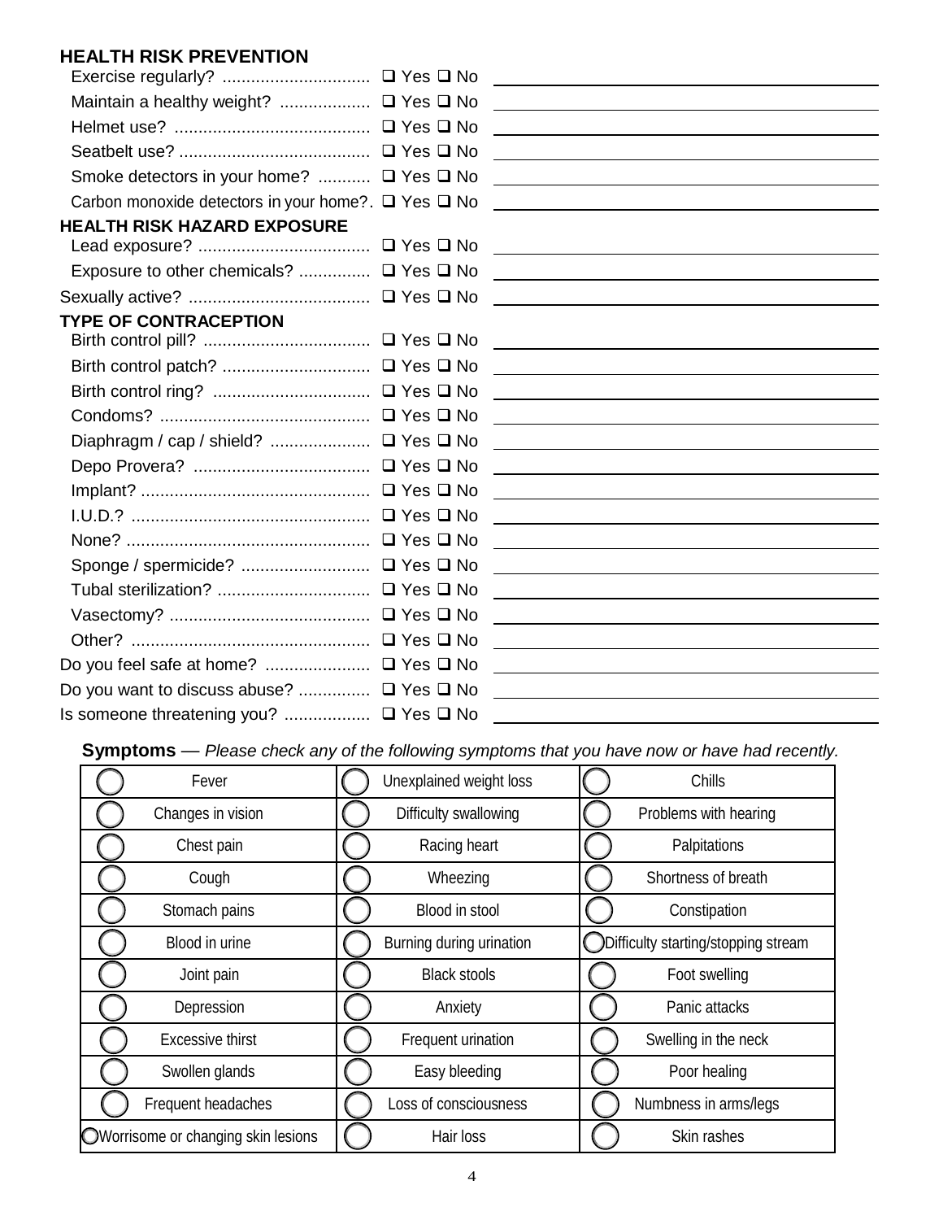### HEALTH RISK PREVENTION

- Exercise regularly? ☐ Yes ☐ No ______________________
- Maintain a healthy weight? ☐ Yes ☐ No ______________________
- Helmet use? ☐ Yes ☐ No ______________________
- Seatbelt use? ☐ Yes ☐ No ______________________
- Smoke detectors in your home? ☐ Yes ☐ No ______________________
- Carbon monoxide detectors in your home? ☐ Yes ☐ No ______________________

### HEALTH RISK HAZARD EXPOSURE

- Lead exposure? ☐ Yes ☐ No ______________________
- Exposure to other chemicals? ☐ Yes ☐ No ______________________

Sexually active? ☐ Yes ☐ No ______________________

### TYPE OF CONTRACEPTION

- Birth control pill? ☐ Yes ☐ No ______________________
- Birth control patch? ☐ Yes ☐ No ______________________
- Birth control ring? ☐ Yes ☐ No ______________________
- Condoms? ☐ Yes ☐ No ______________________
- Diaphragm / cap / shield? ☐ Yes ☐ No ______________________
- Depo Provera? ☐ Yes ☐ No ______________________
- Implant? ☐ Yes ☐ No ______________________
- I.U.D.? ☐ Yes ☐ No ______________________
- None? ☐ Yes ☐ No ______________________
- Sponge / spermicide? ☐ Yes ☐ No ______________________
- Tubal sterilization? ☐ Yes ☐ No ______________________
- Vasectomy? ☐ Yes ☐ No ______________________
- Other? ☐ Yes ☐ No ______________________

Do you feel safe at home? ☐ Yes ☐ No ______________________

Do you want to discuss abuse? ☐ Yes ☐ No ______________________

Is someone threatening you? ☐ Yes ☐ No ______________________

**Symptoms** — *Please check any of the following symptoms that you have now or have had recently.*

| | | |
|---|---|---|
| ◯ Fever | ◯ Unexplained weight loss | ◯ Chills |
| ◯ Changes in vision | ◯ Difficulty swallowing | ◯ Problems with hearing |
| ◯ Chest pain | ◯ Racing heart | ◯ Palpitations |
| ◯ Cough | ◯ Wheezing | ◯ Shortness of breath |
| ◯ Stomach pains | ◯ Blood in stool | ◯ Constipation |
| ◯ Blood in urine | ◯ Burning during urination | ◯ Difficulty starting/stopping stream |
| ◯ Joint pain | ◯ Black stools | ◯ Foot swelling |
| ◯ Depression | ◯ Anxiety | ◯ Panic attacks |
| ◯ Excessive thirst | ◯ Frequent urination | ◯ Swelling in the neck |
| ◯ Swollen glands | ◯ Easy bleeding | ◯ Poor healing |
| ◯ Frequent headaches | ◯ Loss of consciousness | ◯ Numbness in arms/legs |
| ◯ Worrisome or changing skin lesions | ◯ Hair loss | ◯ Skin rashes |